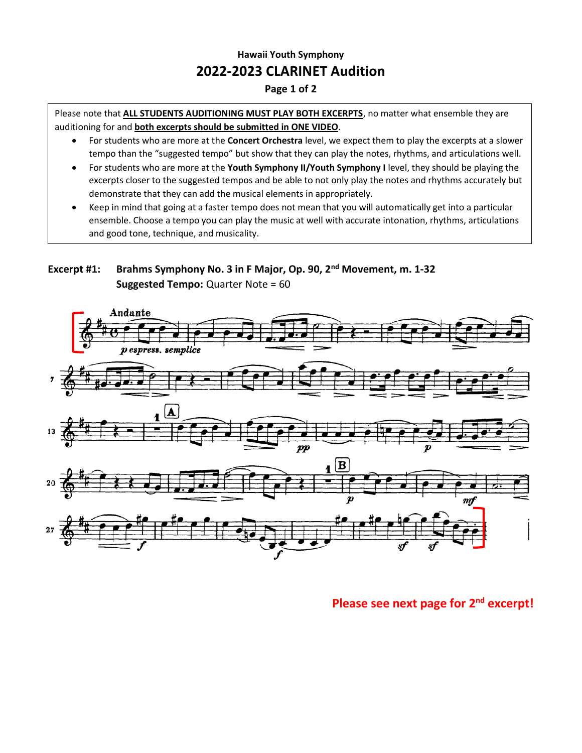Hawaii Youth Symphony

# 2022-2023 CLARINET Audition

Page 1 of 2

Please note that **ALL STUDENTS AUDITIONING MUST PLAY BOTH EXCERPTS**, no matter what ensemble they are auditioning for and **both excerpts should be submitted in ONE VIDEO**.

- For students who are more at the **Concert Orchestra** level, we expect them to play the excerpts at a slower tempo than the "suggested tempo" but show that they can play the notes, rhythms, and articulations well.
- For students who are more at the **Youth Symphony II/Youth Symphony I** level, they should be playing the excerpts closer to the suggested tempos and be able to not only play the notes and rhythms accurately but demonstrate that they can add the musical elements in appropriately.
- Keep in mind that going at a faster tempo does not mean that you will automatically get into a particular ensemble. Choose a tempo you can play the music at well with accurate intonation, rhythms, articulations and good tone, technique, and musicality.

**Excerpt #1: Brahms Symphony No. 3 in F Major, Op. 90, 2nd Movement, m. 1-32**
**Suggested Tempo:** Quarter Note = 60

**Please see next page for 2nd excerpt!**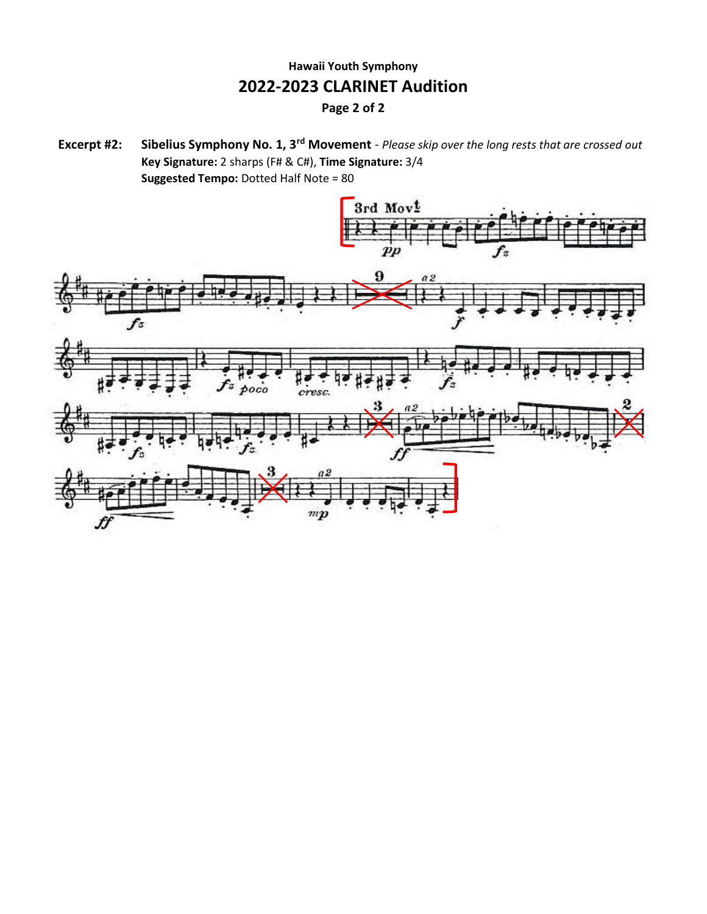**Hawaii Youth Symphony**

## 2022-2023 CLARINET Audition

**Excerpt #2:** **Sibelius Symphony No. 1, 3rd Movement** - *Please skip over the long rests that are crossed out*
**Key Signature:** 2 sharps (F# & C#), **Time Signature:** 3/4
**Suggested Tempo:** Dotted Half Note = 80